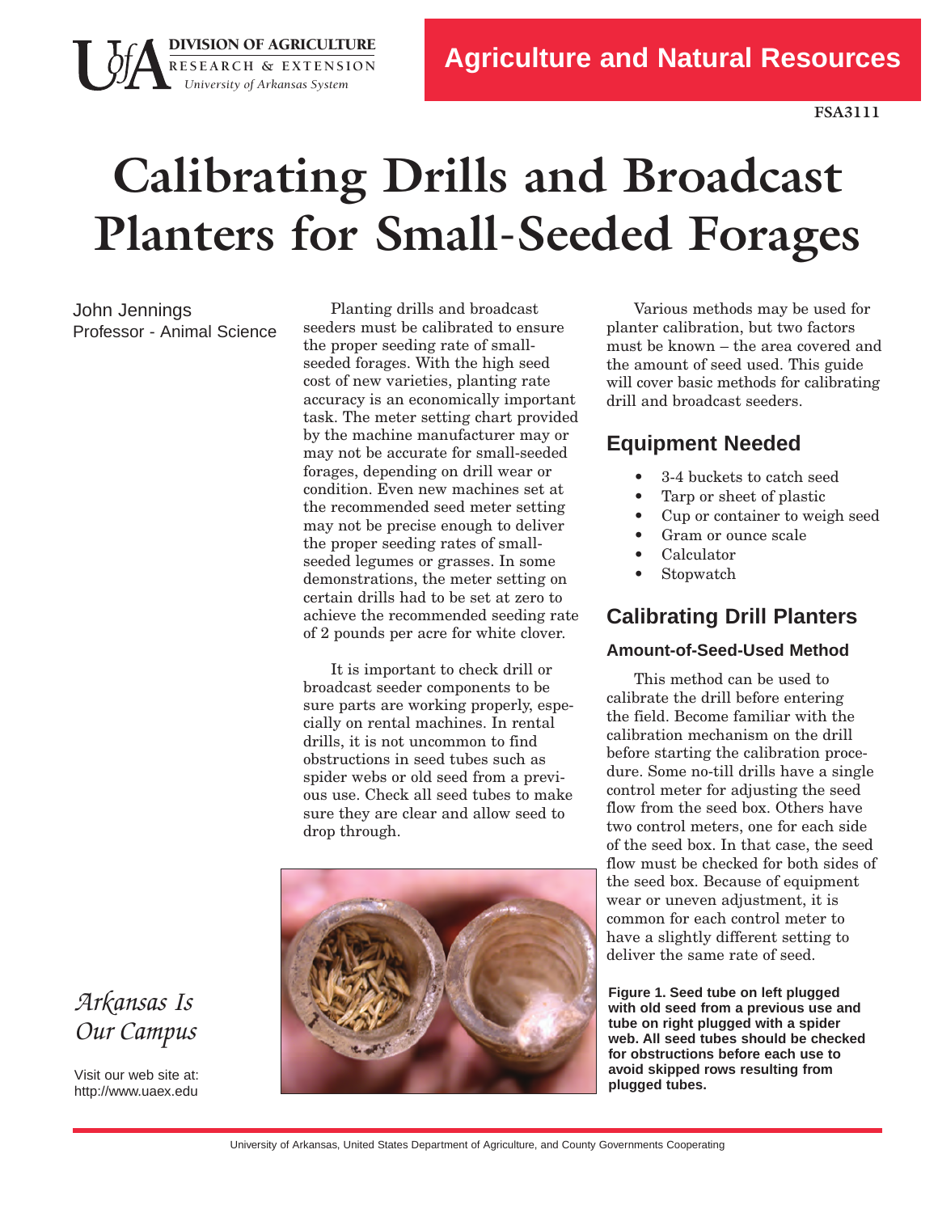DIVISION OF AGRICULTURE
RESEARCH & EXTENSION
*University of Arkansas System*

**Agriculture and Natural Resources**

**FSA3111**

# Calibrating Drills and Broadcast Planters for Small-Seeded Forages

John Jennings
Professor - Animal Science

Planting drills and broadcast seeders must be calibrated to ensure the proper seeding rate of small-seeded forages. With the high seed cost of new varieties, planting rate accuracy is an economically important task. The meter setting chart provided by the machine manufacturer may or may not be accurate for small-seeded forages, depending on drill wear or condition. Even new machines set at the recommended seed meter setting may not be precise enough to deliver the proper seeding rates of small-seeded legumes or grasses. In some demonstrations, the meter setting on certain drills had to be set at zero to achieve the recommended seeding rate of 2 pounds per acre for white clover.

It is important to check drill or broadcast seeder components to be sure parts are working properly, especially on rental machines. In rental drills, it is not uncommon to find obstructions in seed tubes such as spider webs or old seed from a previous use. Check all seed tubes to make sure they are clear and allow seed to drop through.

**Figure 1. Seed tube on left plugged with old seed from a previous use and tube on right plugged with a spider web. All seed tubes should be checked for obstructions before each use to avoid skipped rows resulting from plugged tubes.**

Various methods may be used for planter calibration, but two factors must be known – the area covered and the amount of seed used. This guide will cover basic methods for calibrating drill and broadcast seeders.

## Equipment Needed

- 3-4 buckets to catch seed
- Tarp or sheet of plastic
- Cup or container to weigh seed
- Gram or ounce scale
- Calculator
- Stopwatch

## Calibrating Drill Planters

### Amount-of-Seed-Used Method

This method can be used to calibrate the drill before entering the field. Become familiar with the calibration mechanism on the drill before starting the calibration procedure. Some no-till drills have a single control meter for adjusting the seed flow from the seed box. Others have two control meters, one for each side of the seed box. In that case, the seed flow must be checked for both sides of the seed box. Because of equipment wear or uneven adjustment, it is common for each control meter to have a slightly different setting to deliver the same rate of seed.

*Arkansas Is Our Campus*

Visit our web site at: http://www.uaex.edu

University of Arkansas, United States Department of Agriculture, and County Governments Cooperating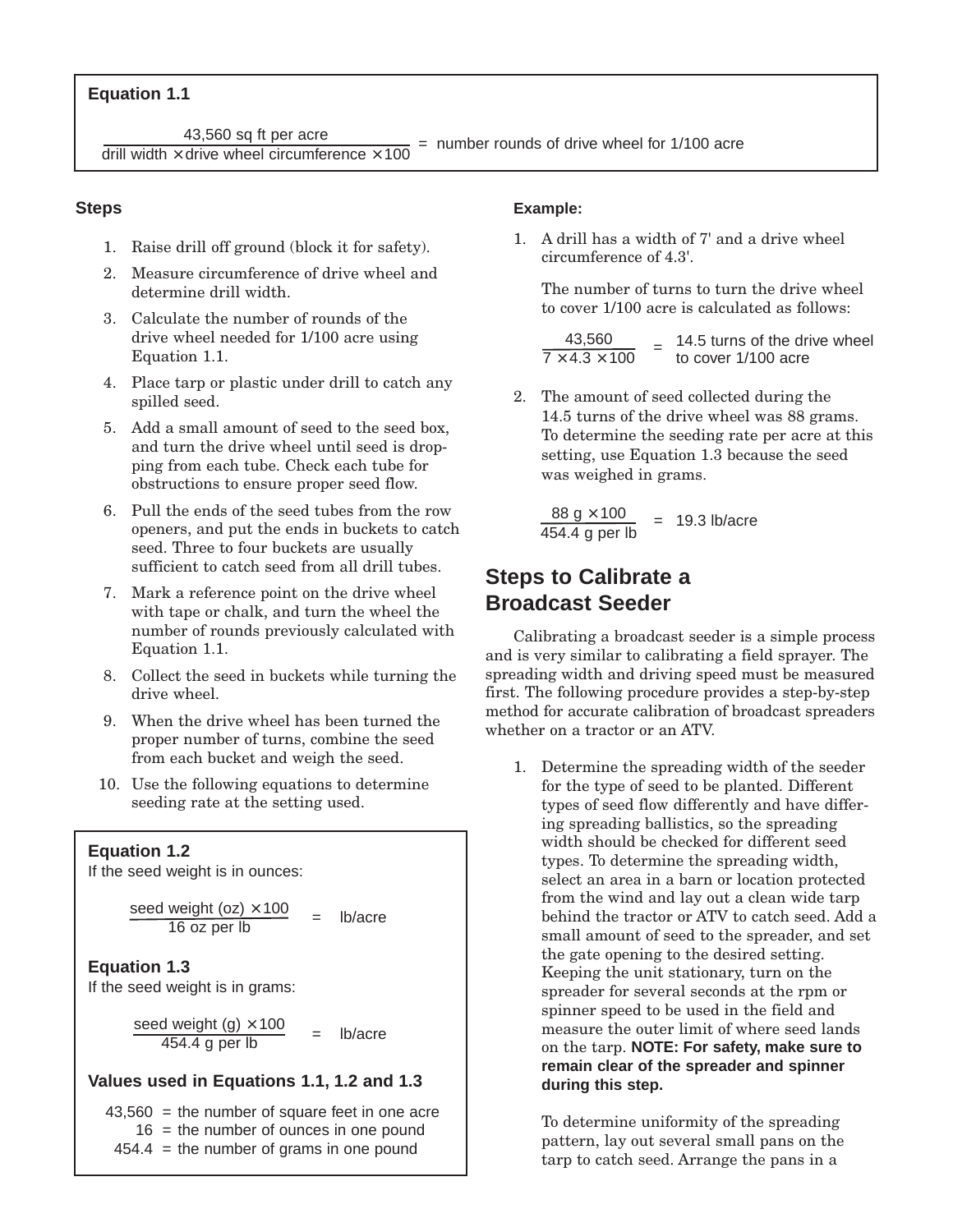**Equation 1.1**

$$\frac{43{,}560 \text{ sq ft per acre}}{\text{drill width} \times \text{drive wheel circumference} \times 100} = \text{number rounds of drive wheel for 1/100 acre}$$

**Steps**

1. Raise drill off ground (block it for safety).
2. Measure circumference of drive wheel and determine drill width.
3. Calculate the number of rounds of the drive wheel needed for 1/100 acre using Equation 1.1.
4. Place tarp or plastic under drill to catch any spilled seed.
5. Add a small amount of seed to the seed box, and turn the drive wheel until seed is dropping from each tube. Check each tube for obstructions to ensure proper seed flow.
6. Pull the ends of the seed tubes from the row openers, and put the ends in buckets to catch seed. Three to four buckets are usually sufficient to catch seed from all drill tubes.
7. Mark a reference point on the drive wheel with tape or chalk, and turn the wheel the number of rounds previously calculated with Equation 1.1.
8. Collect the seed in buckets while turning the drive wheel.
9. When the drive wheel has been turned the proper number of turns, combine the seed from each bucket and weigh the seed.
10. Use the following equations to determine seeding rate at the setting used.

**Equation 1.2**
If the seed weight is in ounces:

$$\frac{\text{seed weight (oz)} \times 100}{16 \text{ oz per lb}} = \text{lb/acre}$$

**Equation 1.3**
If the seed weight is in grams:

$$\frac{\text{seed weight (g)} \times 100}{454.4 \text{ g per lb}} = \text{lb/acre}$$

**Values used in Equations 1.1, 1.2 and 1.3**

43,560 = the number of square feet in one acre
16 = the number of ounces in one pound
454.4 = the number of grams in one pound

**Example:**

1. A drill has a width of 7' and a drive wheel circumference of 4.3'.

   The number of turns to turn the drive wheel to cover 1/100 acre is calculated as follows:

   $$\frac{43{,}560}{7 \times 4.3 \times 100} = \text{14.5 turns of the drive wheel to cover 1/100 acre}$$

2. The amount of seed collected during the 14.5 turns of the drive wheel was 88 grams. To determine the seeding rate per acre at this setting, use Equation 1.3 because the seed was weighed in grams.

   $$\frac{88 \text{ g} \times 100}{454.4 \text{ g per lb}} = 19.3 \text{ lb/acre}$$

## Steps to Calibrate a Broadcast Seeder

Calibrating a broadcast seeder is a simple process and is very similar to calibrating a field sprayer. The spreading width and driving speed must be measured first. The following procedure provides a step-by-step method for accurate calibration of broadcast spreaders whether on a tractor or an ATV.

1. Determine the spreading width of the seeder for the type of seed to be planted. Different types of seed flow differently and have differing spreading ballistics, so the spreading width should be checked for different seed types. To determine the spreading width, select an area in a barn or location protected from the wind and lay out a clean wide tarp behind the tractor or ATV to catch seed. Add a small amount of seed to the spreader, and set the gate opening to the desired setting. Keeping the unit stationary, turn on the spreader for several seconds at the rpm or spinner speed to be used in the field and measure the outer limit of where seed lands on the tarp. **NOTE: For safety, make sure to remain clear of the spreader and spinner during this step.**

   To determine uniformity of the spreading pattern, lay out several small pans on the tarp to catch seed. Arrange the pans in a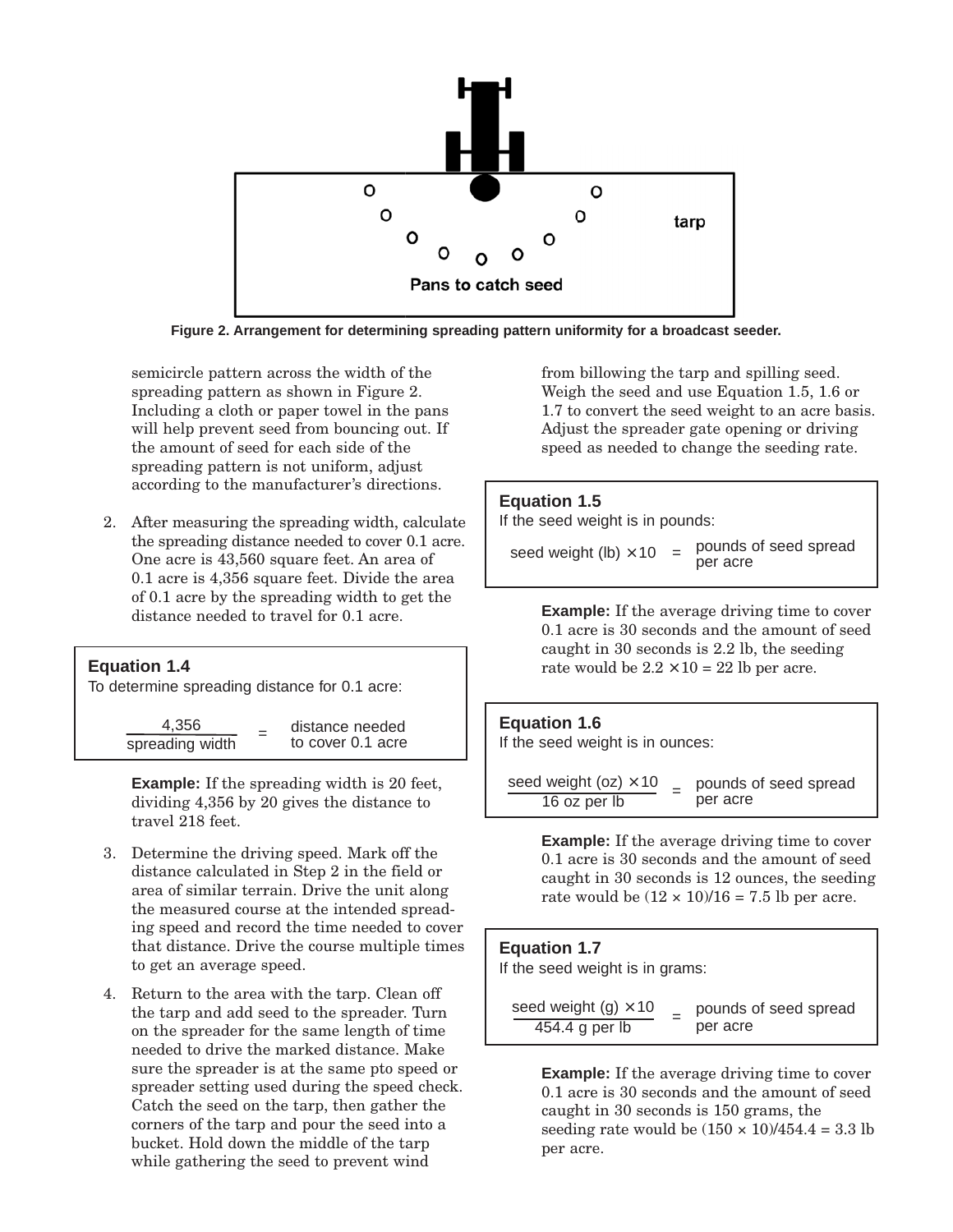tarp

Pans to catch seed

**Figure 2. Arrangement for determining spreading pattern uniformity for a broadcast seeder.**

semicircle pattern across the width of the spreading pattern as shown in Figure 2. Including a cloth or paper towel in the pans will help prevent seed from bouncing out. If the amount of seed for each side of the spreading pattern is not uniform, adjust according to the manufacturer's directions.

2. After measuring the spreading width, calculate the spreading distance needed to cover 0.1 acre. One acre is 43,560 square feet. An area of 0.1 acre is 4,356 square feet. Divide the area of 0.1 acre by the spreading width to get the distance needed to travel for 0.1 acre.

**Equation 1.4**
To determine spreading distance for 0.1 acre:

$$\frac{4{,}356}{\text{spreading width}} = \text{distance needed to cover 0.1 acre}$$

**Example:** If the spreading width is 20 feet, dividing 4,356 by 20 gives the distance to travel 218 feet.

3. Determine the driving speed. Mark off the distance calculated in Step 2 in the field or area of similar terrain. Drive the unit along the measured course at the intended spreading speed and record the time needed to cover that distance. Drive the course multiple times to get an average speed.

4. Return to the area with the tarp. Clean off the tarp and add seed to the spreader. Turn on the spreader for the same length of time needed to drive the marked distance. Make sure the spreader is at the same pto speed or spreader setting used during the speed check. Catch the seed on the tarp, then gather the corners of the tarp and pour the seed into a bucket. Hold down the middle of the tarp while gathering the seed to prevent wind from billowing the tarp and spilling seed. Weigh the seed and use Equation 1.5, 1.6 or 1.7 to convert the seed weight to an acre basis. Adjust the spreader gate opening or driving speed as needed to change the seeding rate.

**Equation 1.5**
If the seed weight is in pounds:

$$\text{seed weight (lb)} \times 10 = \text{pounds of seed spread per acre}$$

**Example:** If the average driving time to cover 0.1 acre is 30 seconds and the amount of seed caught in 30 seconds is 2.2 lb, the seeding rate would be $2.2 \times 10 = 22$ lb per acre.

**Equation 1.6**
If the seed weight is in ounces:

$$\frac{\text{seed weight (oz)} \times 10}{\text{16 oz per lb}} = \text{pounds of seed spread per acre}$$

**Example:** If the average driving time to cover 0.1 acre is 30 seconds and the amount of seed caught in 30 seconds is 12 ounces, the seeding rate would be $(12 \times 10)/16 = 7.5$ lb per acre.

**Equation 1.7**
If the seed weight is in grams:

$$\frac{\text{seed weight (g)} \times 10}{\text{454.4 g per lb}} = \text{pounds of seed spread per acre}$$

**Example:** If the average driving time to cover 0.1 acre is 30 seconds and the amount of seed caught in 30 seconds is 150 grams, the seeding rate would be $(150 \times 10)/454.4 = 3.3$ lb per acre.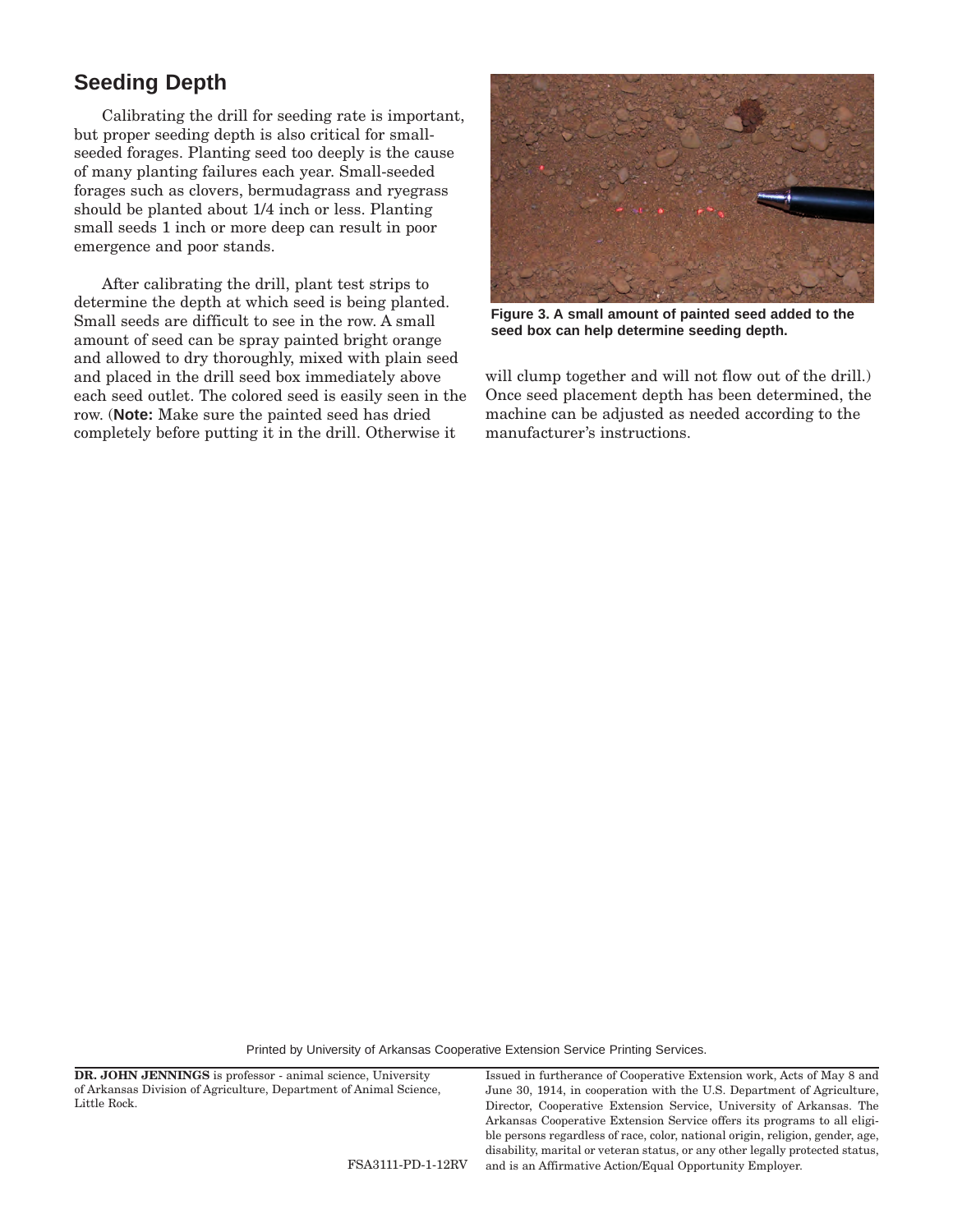## Seeding Depth

Calibrating the drill for seeding rate is important, but proper seeding depth is also critical for small-seeded forages. Planting seed too deeply is the cause of many planting failures each year. Small-seeded forages such as clovers, bermudagrass and ryegrass should be planted about 1/4 inch or less. Planting small seeds 1 inch or more deep can result in poor emergence and poor stands.

After calibrating the drill, plant test strips to determine the depth at which seed is being planted. Small seeds are difficult to see in the row. A small amount of seed can be spray painted bright orange and allowed to dry thoroughly, mixed with plain seed and placed in the drill seed box immediately above each seed outlet. The colored seed is easily seen in the row. (**Note:** Make sure the painted seed has dried completely before putting it in the drill. Otherwise it will clump together and will not flow out of the drill.) Once seed placement depth has been determined, the machine can be adjusted as needed according to the manufacturer's instructions.

**Figure 3. A small amount of painted seed added to the seed box can help determine seeding depth.**

Printed by University of Arkansas Cooperative Extension Service Printing Services.

**DR. JOHN JENNINGS** is professor - animal science, University of Arkansas Division of Agriculture, Department of Animal Science, Little Rock.

FSA3111-PD-1-12RV

Issued in furtherance of Cooperative Extension work, Acts of May 8 and June 30, 1914, in cooperation with the U.S. Department of Agriculture, Director, Cooperative Extension Service, University of Arkansas. The Arkansas Cooperative Extension Service offers its programs to all eligible persons regardless of race, color, national origin, religion, gender, age, disability, marital or veteran status, or any other legally protected status, and is an Affirmative Action/Equal Opportunity Employer.